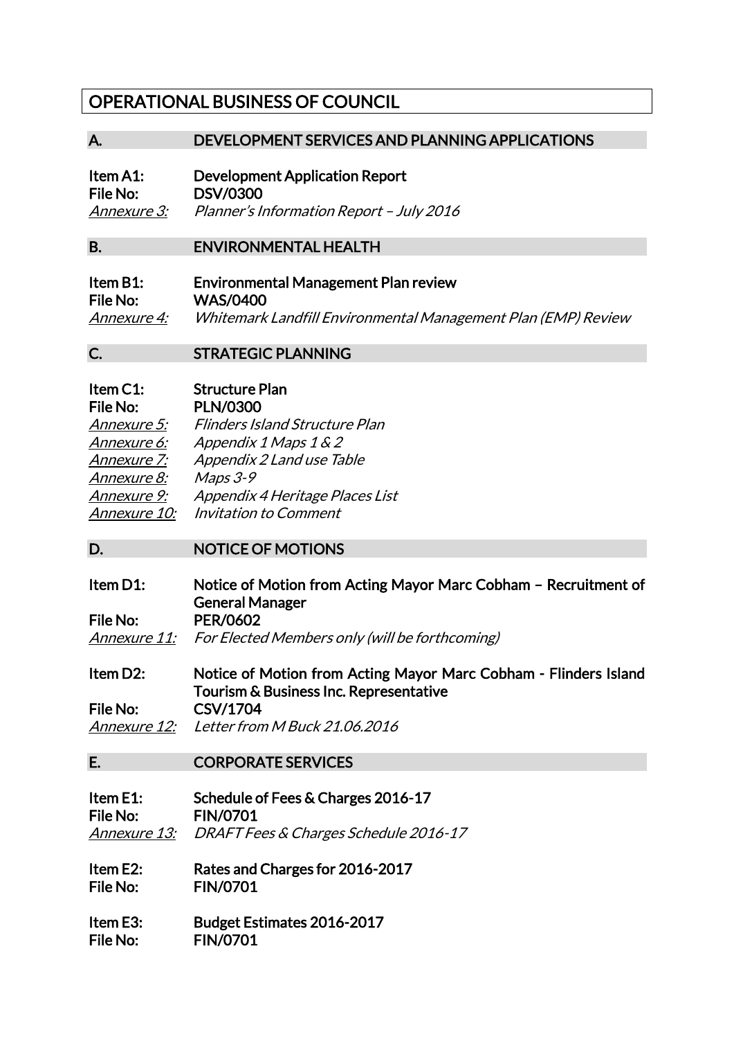# OPERATIONAL BUSINESS OF COUNCIL

## A. DEVELOPMENT SERVICES AND PLANNING APPLICATIONS

**Item A1:** **Development Application Report**
**File No:** **DSV/0300**
*Annexure 3:* *Planner's Information Report – July 2016*

## B. ENVIRONMENTAL HEALTH

**Item B1:** **Environmental Management Plan review**
**File No:** **WAS/0400**
*Annexure 4:* *Whitemark Landfill Environmental Management Plan (EMP) Review*

## C. STRATEGIC PLANNING

**Item C1:** **Structure Plan**
**File No:** **PLN/0300**
*Annexure 5:* *Flinders Island Structure Plan*
*Annexure 6:* *Appendix 1 Maps 1 & 2*
*Annexure 7:* *Appendix 2 Land use Table*
*Annexure 8:* *Maps 3-9*
*Annexure 9:* *Appendix 4 Heritage Places List*
*Annexure 10:* *Invitation to Comment*

## D. NOTICE OF MOTIONS

**Item D1:** **Notice of Motion from Acting Mayor Marc Cobham – Recruitment of General Manager**
**File No:** **PER/0602**
*Annexure 11:* *For Elected Members only (will be forthcoming)*

**Item D2:** **Notice of Motion from Acting Mayor Marc Cobham - Flinders Island Tourism & Business Inc. Representative**
**File No:** **CSV/1704**
*Annexure 12:* *Letter from M Buck 21.06.2016*

## E. CORPORATE SERVICES

**Item E1:** **Schedule of Fees & Charges 2016-17**
**File No:** **FIN/0701**
*Annexure 13:* *DRAFT Fees & Charges Schedule 2016-17*

**Item E2:** **Rates and Charges for 2016-2017**
**File No:** **FIN/0701**

**Item E3:** **Budget Estimates 2016-2017**
**File No:** **FIN/0701**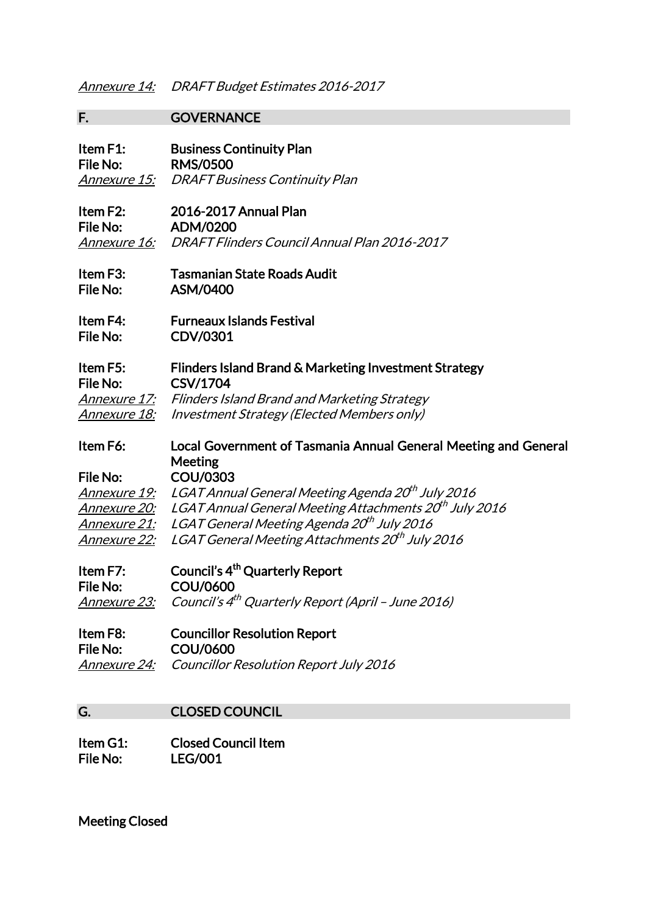*Annexure 14:* *DRAFT Budget Estimates 2016-2017*

## F. GOVERNANCE

**Item F1:** **Business Continuity Plan**
**File No:** **RMS/0500**
*Annexure 15:* *DRAFT Business Continuity Plan*

**Item F2:** **2016-2017 Annual Plan**
**File No:** **ADM/0200**
*Annexure 16:* *DRAFT Flinders Council Annual Plan 2016-2017*

**Item F3:** **Tasmanian State Roads Audit**
**File No:** **ASM/0400**

**Item F4:** **Furneaux Islands Festival**
**File No:** **CDV/0301**

**Item F5:** **Flinders Island Brand & Marketing Investment Strategy**
**File No:** **CSV/1704**
*Annexure 17:* *Flinders Island Brand and Marketing Strategy*
*Annexure 18:* *Investment Strategy (Elected Members only)*

**Item F6:** **Local Government of Tasmania Annual General Meeting and General Meeting**
**File No:** **COU/0303**
*Annexure 19:* *LGAT Annual General Meeting Agenda 20th July 2016*
*Annexure 20:* *LGAT Annual General Meeting Attachments 20th July 2016*
*Annexure 21:* *LGAT General Meeting Agenda 20th July 2016*
*Annexure 22:* *LGAT General Meeting Attachments 20th July 2016*

**Item F7:** **Council's 4th Quarterly Report**
**File No:** **COU/0600**
*Annexure 23:* *Council's 4th Quarterly Report (April – June 2016)*

**Item F8:** **Councillor Resolution Report**
**File No:** **COU/0600**
*Annexure 24:* *Councillor Resolution Report July 2016*

## G. CLOSED COUNCIL

**Item G1:** **Closed Council Item**
**File No:** **LEG/001**

**Meeting Closed**